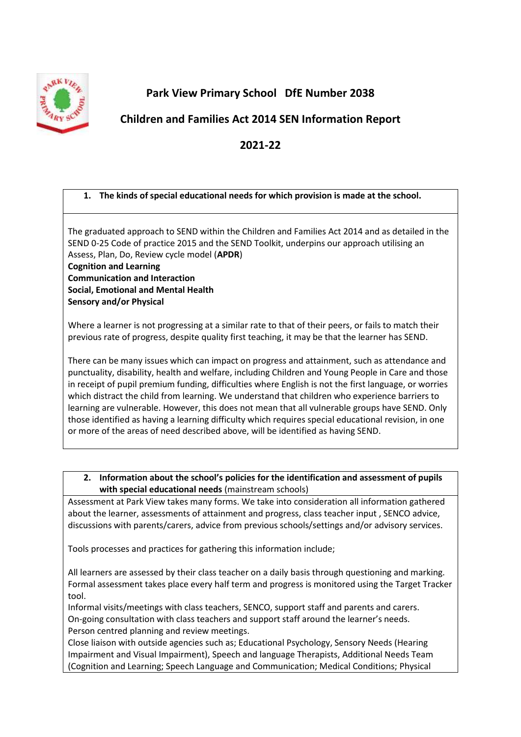# Park View Primary School DfE Number 2038

## Children and Families Act 2014 SEN Information Report

## 2021-22

### 1. The kinds of special educational needs for which provision is made at the school.

The graduated approach to SEND within the Children and Families Act 2014 and as detailed in the SEND 0-25 Code of practice 2015 and the SEND Toolkit, underpins our approach utilising an Assess, Plan, Do, Review cycle model (**APDR**)

**Cognition and Learning**
**Communication and Interaction**
**Social, Emotional and Mental Health**
**Sensory and/or Physical**

Where a learner is not progressing at a similar rate to that of their peers, or fails to match their previous rate of progress, despite quality first teaching, it may be that the learner has SEND.

There can be many issues which can impact on progress and attainment, such as attendance and punctuality, disability, health and welfare, including Children and Young People in Care and those in receipt of pupil premium funding, difficulties where English is not the first language, or worries which distract the child from learning. We understand that children who experience barriers to learning are vulnerable. However, this does not mean that all vulnerable groups have SEND. Only those identified as having a learning difficulty which requires special educational revision, in one or more of the areas of need described above, will be identified as having SEND.

### 2. Information about the school's policies for the identification and assessment of pupils with special educational needs (mainstream schools)

Assessment at Park View takes many forms. We take into consideration all information gathered about the learner, assessments of attainment and progress, class teacher input , SENCO advice, discussions with parents/carers, advice from previous schools/settings and/or advisory services.

Tools processes and practices for gathering this information include;

All learners are assessed by their class teacher on a daily basis through questioning and marking. Formal assessment takes place every half term and progress is monitored using the Target Tracker tool.
Informal visits/meetings with class teachers, SENCO, support staff and parents and carers.
On-going consultation with class teachers and support staff around the learner's needs.
Person centred planning and review meetings.
Close liaison with outside agencies such as; Educational Psychology, Sensory Needs (Hearing Impairment and Visual Impairment), Speech and language Therapists, Additional Needs Team (Cognition and Learning; Speech Language and Communication; Medical Conditions; Physical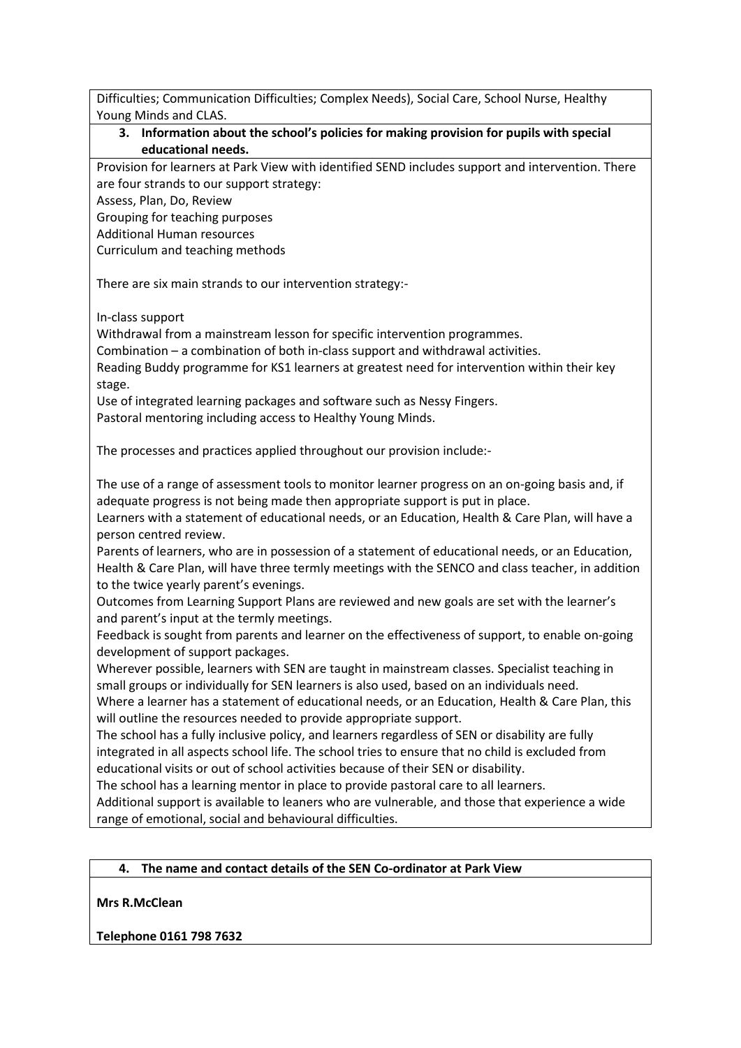Difficulties; Communication Difficulties; Complex Needs), Social Care, School Nurse, Healthy Young Minds and CLAS.

### 3. Information about the school's policies for making provision for pupils with special educational needs.

Provision for learners at Park View with identified SEND includes support and intervention. There are four strands to our support strategy:

Assess, Plan, Do, Review
Grouping for teaching purposes
Additional Human resources
Curriculum and teaching methods

There are six main strands to our intervention strategy:-

In-class support
Withdrawal from a mainstream lesson for specific intervention programmes.
Combination – a combination of both in-class support and withdrawal activities.
Reading Buddy programme for KS1 learners at greatest need for intervention within their key stage.
Use of integrated learning packages and software such as Nessy Fingers.
Pastoral mentoring including access to Healthy Young Minds.

The processes and practices applied throughout our provision include:-

The use of a range of assessment tools to monitor learner progress on an on-going basis and, if adequate progress is not being made then appropriate support is put in place.
Learners with a statement of educational needs, or an Education, Health & Care Plan, will have a person centred review.
Parents of learners, who are in possession of a statement of educational needs, or an Education, Health & Care Plan, will have three termly meetings with the SENCO and class teacher, in addition to the twice yearly parent's evenings.
Outcomes from Learning Support Plans are reviewed and new goals are set with the learner's and parent's input at the termly meetings.
Feedback is sought from parents and learner on the effectiveness of support, to enable on-going development of support packages.
Wherever possible, learners with SEN are taught in mainstream classes. Specialist teaching in small groups or individually for SEN learners is also used, based on an individuals need.
Where a learner has a statement of educational needs, or an Education, Health & Care Plan, this will outline the resources needed to provide appropriate support.
The school has a fully inclusive policy, and learners regardless of SEN or disability are fully integrated in all aspects school life. The school tries to ensure that no child is excluded from educational visits or out of school activities because of their SEN or disability.
The school has a learning mentor in place to provide pastoral care to all learners.
Additional support is available to leaners who are vulnerable, and those that experience a wide range of emotional, social and behavioural difficulties.

### 4. The name and contact details of the SEN Co-ordinator at Park View

**Mrs R.McClean**

**Telephone 0161 798 7632**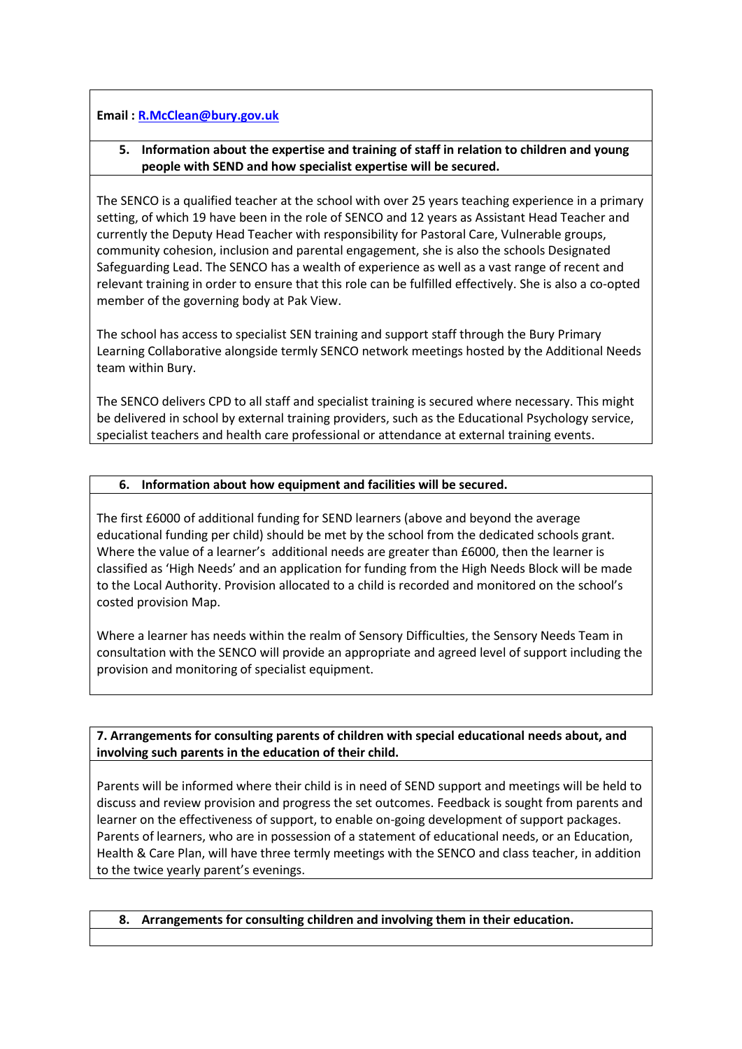**Email : R.McClean@bury.gov.uk**

### 5. Information about the expertise and training of staff in relation to children and young people with SEND and how specialist expertise will be secured.

The SENCO is a qualified teacher at the school with over 25 years teaching experience in a primary setting, of which 19 have been in the role of SENCO and 12 years as Assistant Head Teacher and currently the Deputy Head Teacher with responsibility for Pastoral Care, Vulnerable groups, community cohesion, inclusion and parental engagement, she is also the schools Designated Safeguarding Lead. The SENCO has a wealth of experience as well as a vast range of recent and relevant training in order to ensure that this role can be fulfilled effectively. She is also a co-opted member of the governing body at Pak View.

The school has access to specialist SEN training and support staff through the Bury Primary Learning Collaborative alongside termly SENCO network meetings hosted by the Additional Needs team within Bury.

The SENCO delivers CPD to all staff and specialist training is secured where necessary. This might be delivered in school by external training providers, such as the Educational Psychology service, specialist teachers and health care professional or attendance at external training events.

### 6. Information about how equipment and facilities will be secured.

The first £6000 of additional funding for SEND learners (above and beyond the average educational funding per child) should be met by the school from the dedicated schools grant. Where the value of a learner's additional needs are greater than £6000, then the learner is classified as 'High Needs' and an application for funding from the High Needs Block will be made to the Local Authority. Provision allocated to a child is recorded and monitored on the school's costed provision Map.

Where a learner has needs within the realm of Sensory Difficulties, the Sensory Needs Team in consultation with the SENCO will provide an appropriate and agreed level of support including the provision and monitoring of specialist equipment.

### 7. Arrangements for consulting parents of children with special educational needs about, and involving such parents in the education of their child.

Parents will be informed where their child is in need of SEND support and meetings will be held to discuss and review provision and progress the set outcomes. Feedback is sought from parents and learner on the effectiveness of support, to enable on-going development of support packages. Parents of learners, who are in possession of a statement of educational needs, or an Education, Health & Care Plan, will have three termly meetings with the SENCO and class teacher, in addition to the twice yearly parent's evenings.

### 8. Arrangements for consulting children and involving them in their education.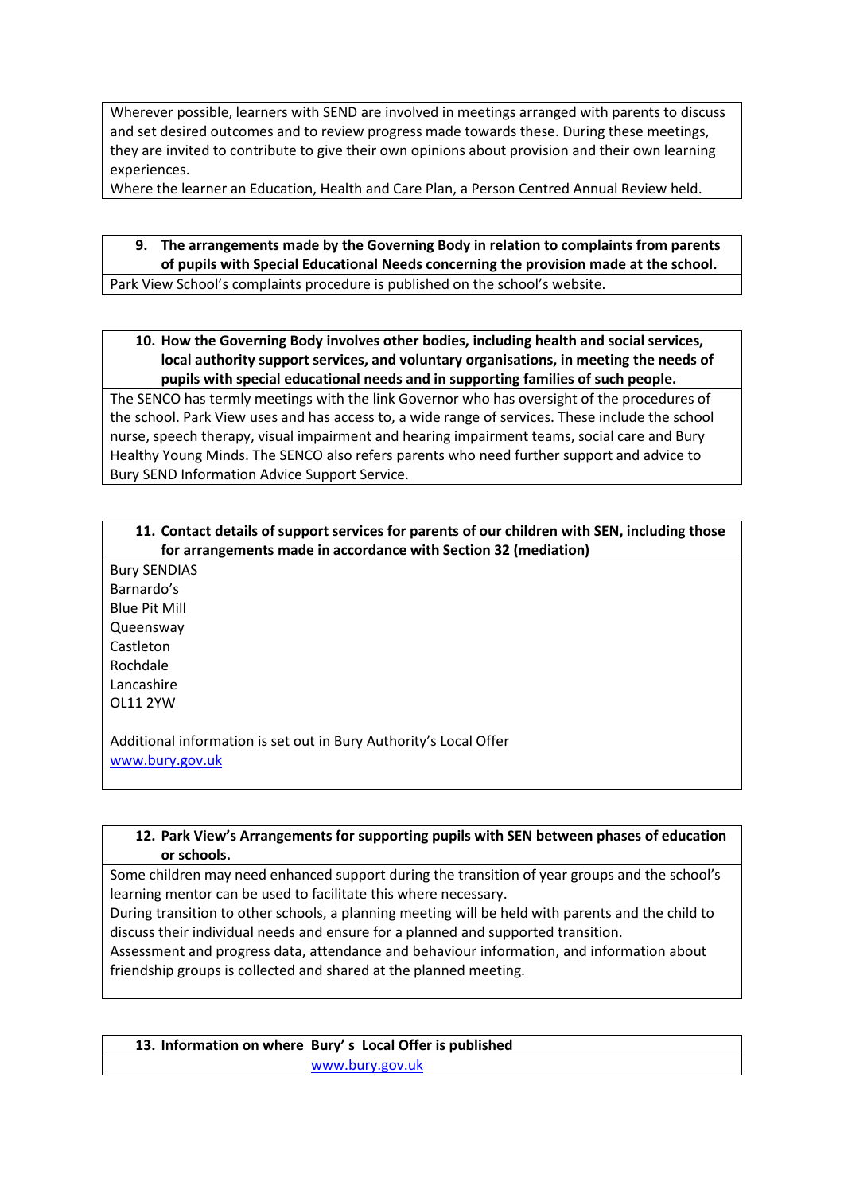Wherever possible, learners with SEND are involved in meetings arranged with parents to discuss and set desired outcomes and to review progress made towards these. During these meetings, they are invited to contribute to give their own opinions about provision and their own learning experiences.
Where the learner an Education, Health and Care Plan, a Person Centred Annual Review held.

**9. The arrangements made by the Governing Body in relation to complaints from parents of pupils with Special Educational Needs concerning the provision made at the school.**

Park View School's complaints procedure is published on the school's website.

**10. How the Governing Body involves other bodies, including health and social services, local authority support services, and voluntary organisations, in meeting the needs of pupils with special educational needs and in supporting families of such people.**

The SENCO has termly meetings with the link Governor who has oversight of the procedures of the school. Park View uses and has access to, a wide range of services. These include the school nurse, speech therapy, visual impairment and hearing impairment teams, social care and Bury Healthy Young Minds. The SENCO also refers parents who need further support and advice to Bury SEND Information Advice Support Service.

**11. Contact details of support services for parents of our children with SEN, including those for arrangements made in accordance with Section 32 (mediation)**

Bury SENDIAS
Barnardo's
Blue Pit Mill
Queensway
Castleton
Rochdale
Lancashire
OL11 2YW

Additional information is set out in Bury Authority's Local Offer
www.bury.gov.uk

**12. Park View's Arrangements for supporting pupils with SEN between phases of education or schools.**

Some children may need enhanced support during the transition of year groups and the school's learning mentor can be used to facilitate this where necessary.
During transition to other schools, a planning meeting will be held with parents and the child to discuss their individual needs and ensure for a planned and supported transition.
Assessment and progress data, attendance and behaviour information, and information about friendship groups is collected and shared at the planned meeting.

**13. Information on where Bury' s Local Offer is published**

www.bury.gov.uk